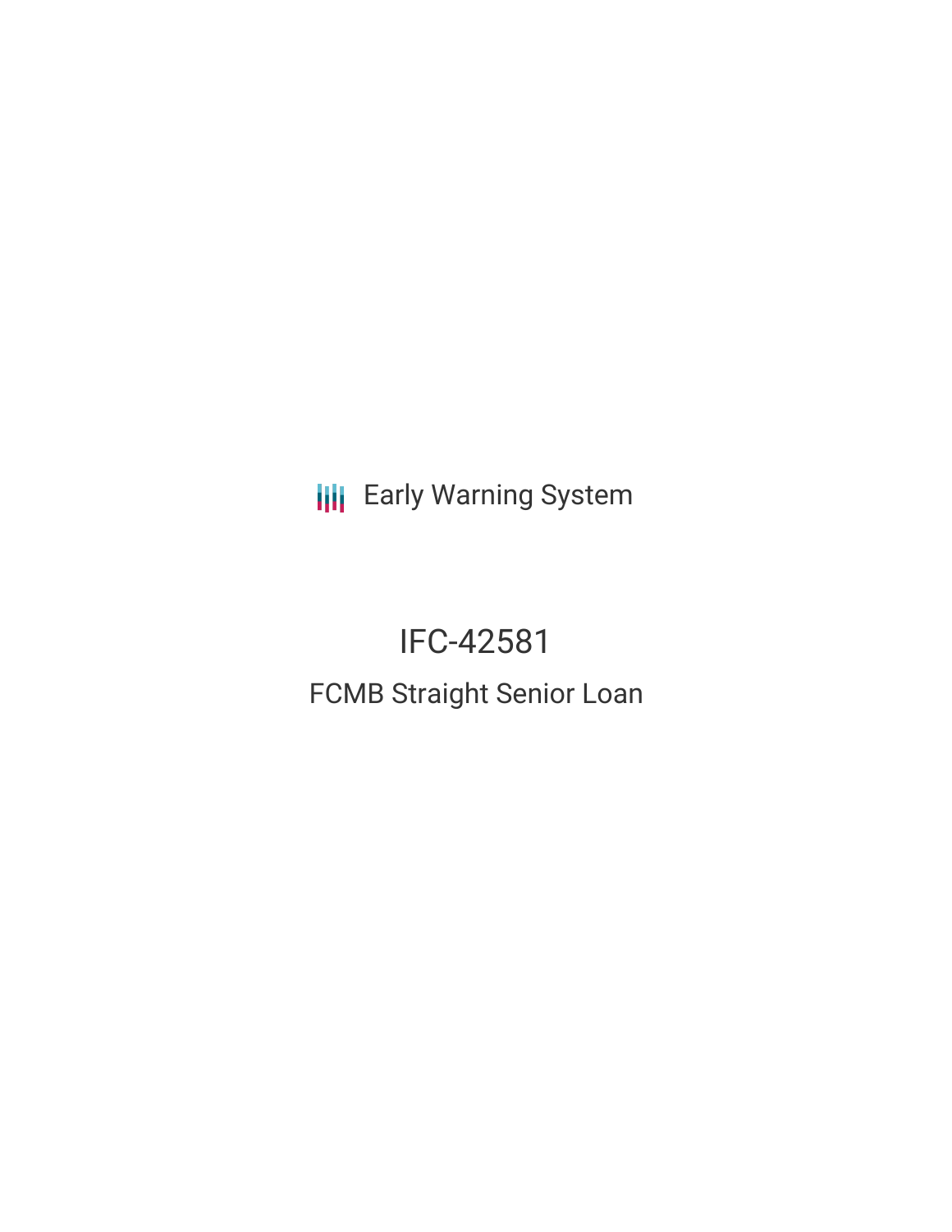Early Warning System

# IFC-42581

## FCMB Straight Senior Loan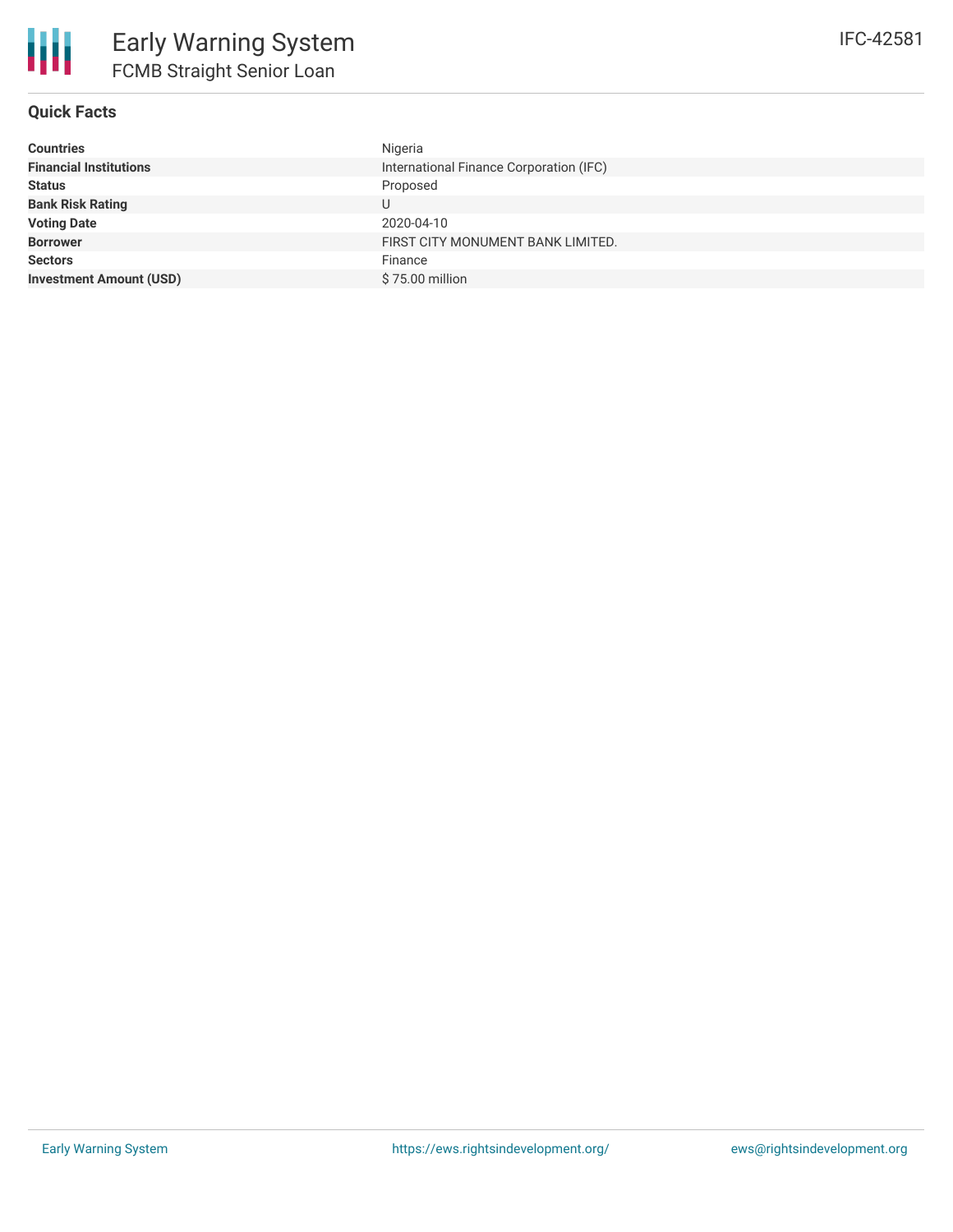# Early Warning System

## FCMB Straight Senior Loan

IFC-42581

### Quick Facts

| | |
|---|---|
| **Countries** | Nigeria |
| **Financial Institutions** | International Finance Corporation (IFC) |
| **Status** | Proposed |
| **Bank Risk Rating** | U |
| **Voting Date** | 2020-04-10 |
| **Borrower** | FIRST CITY MONUMENT BANK LIMITED. |
| **Sectors** | Finance |
| **Investment Amount (USD)** | $ 75.00 million |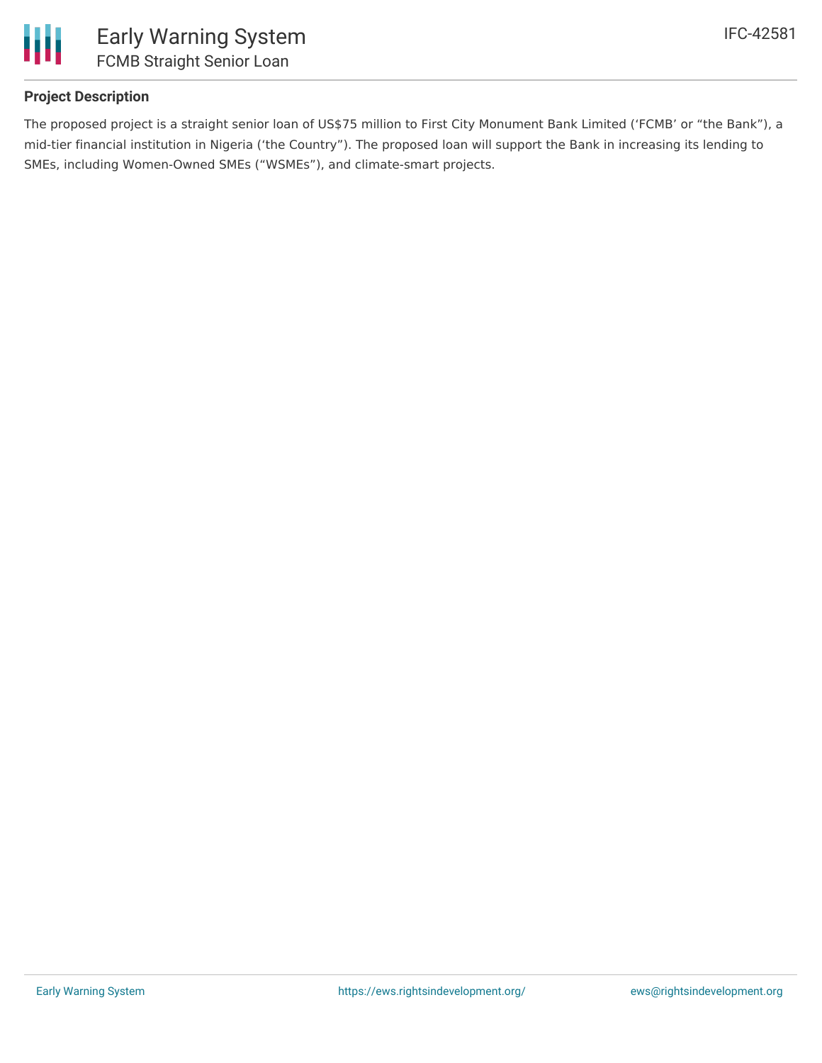## Project Description

The proposed project is a straight senior loan of US$75 million to First City Monument Bank Limited ('FCMB' or "the Bank"), a mid-tier financial institution in Nigeria ('the Country"). The proposed loan will support the Bank in increasing its lending to SMEs, including Women-Owned SMEs ("WSMEs"), and climate-smart projects.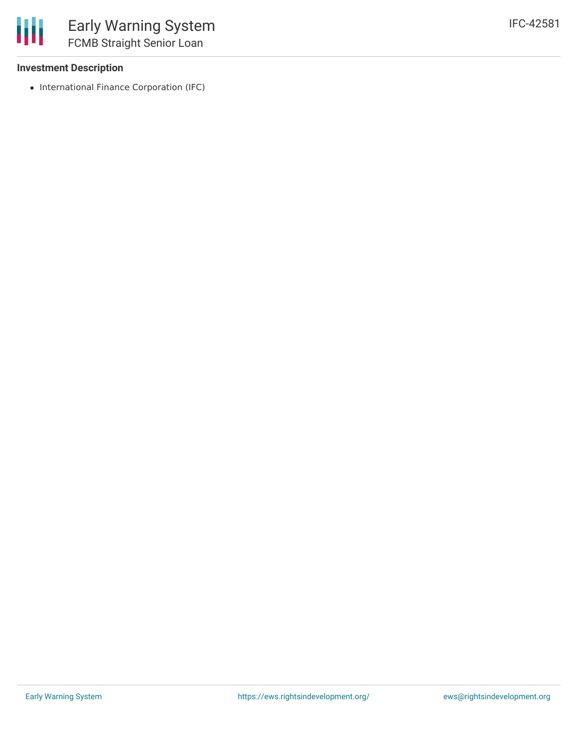### Investment Description

- International Finance Corporation (IFC)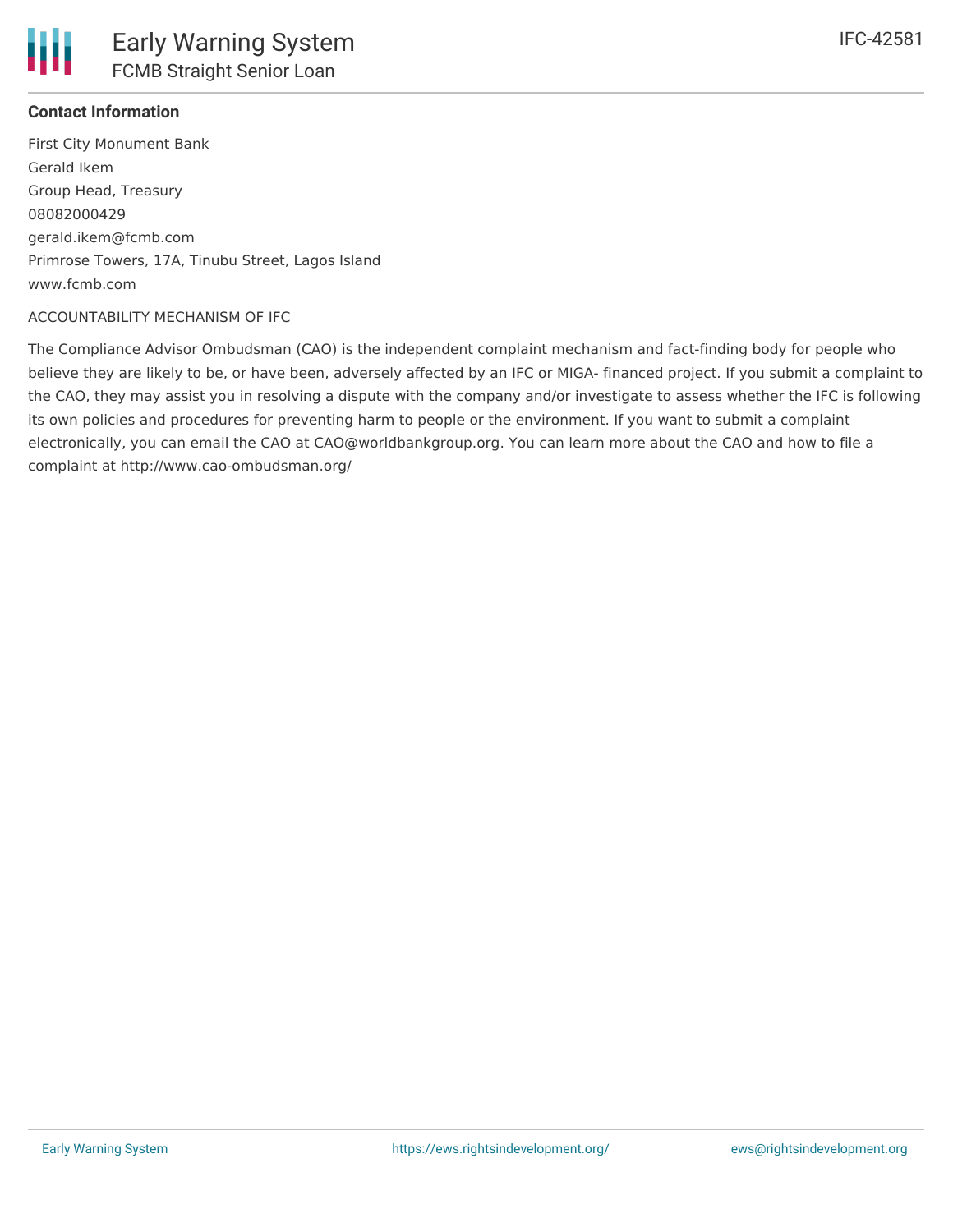### Contact Information

First City Monument Bank
Gerald Ikem
Group Head, Treasury
08082000429
gerald.ikem@fcmb.com
Primrose Towers, 17A, Tinubu Street, Lagos Island
www.fcmb.com

ACCOUNTABILITY MECHANISM OF IFC

The Compliance Advisor Ombudsman (CAO) is the independent complaint mechanism and fact-finding body for people who believe they are likely to be, or have been, adversely affected by an IFC or MIGA- financed project. If you submit a complaint to the CAO, they may assist you in resolving a dispute with the company and/or investigate to assess whether the IFC is following its own policies and procedures for preventing harm to people or the environment. If you want to submit a complaint electronically, you can email the CAO at CAO@worldbankgroup.org. You can learn more about the CAO and how to file a complaint at http://www.cao-ombudsman.org/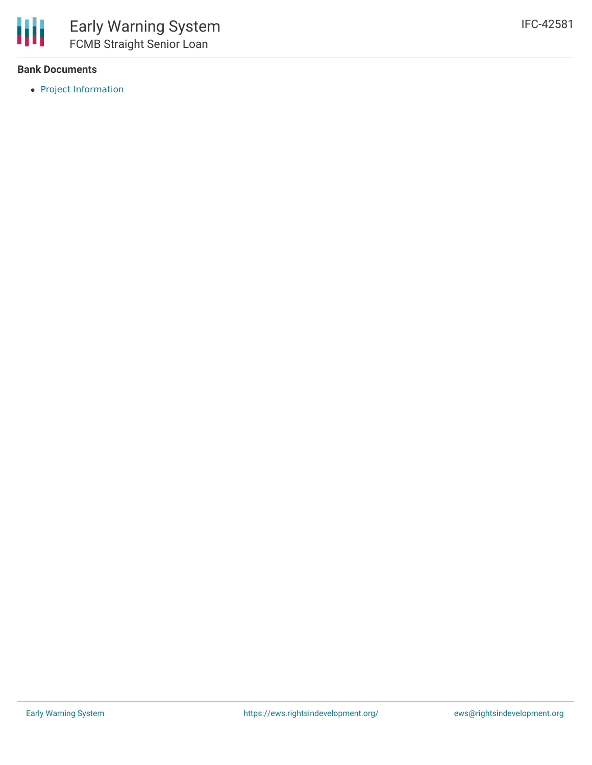**Bank Documents**

- Project Information